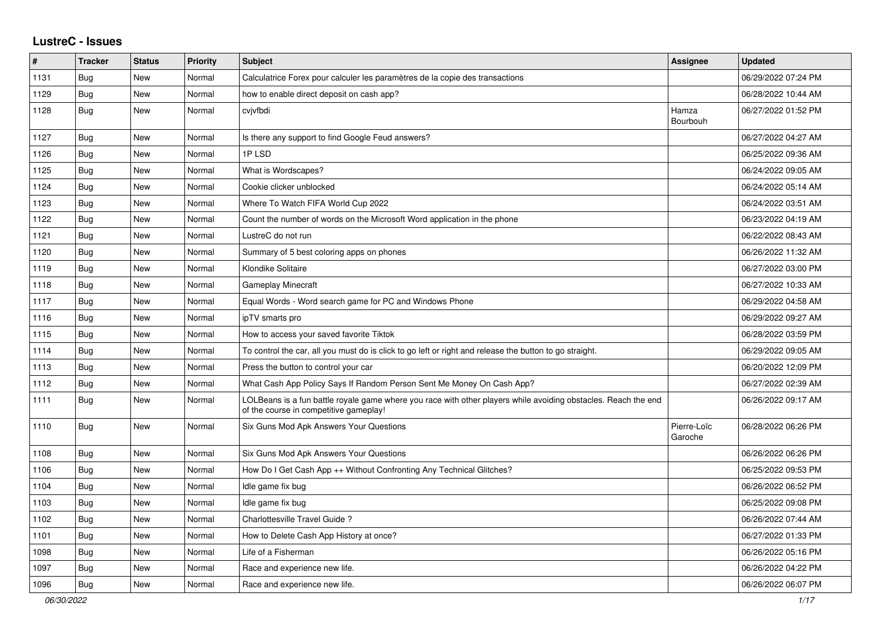# LustreC - Issues

| # | Tracker | Status | Priority | Subject | Assignee | Updated |
|---|---|---|---|---|---|---|
| 1131 | Bug | New | Normal | Calculatrice Forex pour calculer les paramètres de la copie des transactions | | 06/29/2022 07:24 PM |
| 1129 | Bug | New | Normal | how to enable direct deposit on cash app? | | 06/28/2022 10:44 AM |
| 1128 | Bug | New | Normal | cvjvfbdi | Hamza Bourbouh | 06/27/2022 01:52 PM |
| 1127 | Bug | New | Normal | Is there any support to find Google Feud answers? | | 06/27/2022 04:27 AM |
| 1126 | Bug | New | Normal | 1P LSD | | 06/25/2022 09:36 AM |
| 1125 | Bug | New | Normal | What is Wordscapes? | | 06/24/2022 09:05 AM |
| 1124 | Bug | New | Normal | Cookie clicker unblocked | | 06/24/2022 05:14 AM |
| 1123 | Bug | New | Normal | Where To Watch FIFA World Cup 2022 | | 06/24/2022 03:51 AM |
| 1122 | Bug | New | Normal | Count the number of words on the Microsoft Word application in the phone | | 06/23/2022 04:19 AM |
| 1121 | Bug | New | Normal | LustreC do not run | | 06/22/2022 08:43 AM |
| 1120 | Bug | New | Normal | Summary of 5 best coloring apps on phones | | 06/26/2022 11:32 AM |
| 1119 | Bug | New | Normal | Klondike Solitaire | | 06/27/2022 03:00 PM |
| 1118 | Bug | New | Normal | Gameplay Minecraft | | 06/27/2022 10:33 AM |
| 1117 | Bug | New | Normal | Equal Words - Word search game for PC and Windows Phone | | 06/29/2022 04:58 AM |
| 1116 | Bug | New | Normal | ipTV smarts pro | | 06/29/2022 09:27 AM |
| 1115 | Bug | New | Normal | How to access your saved favorite Tiktok | | 06/28/2022 03:59 PM |
| 1114 | Bug | New | Normal | To control the car, all you must do is click to go left or right and release the button to go straight. | | 06/29/2022 09:05 AM |
| 1113 | Bug | New | Normal | Press the button to control your car | | 06/20/2022 12:09 PM |
| 1112 | Bug | New | Normal | What Cash App Policy Says If Random Person Sent Me Money On Cash App? | | 06/27/2022 02:39 AM |
| 1111 | Bug | New | Normal | LOLBeans is a fun battle royale game where you race with other players while avoiding obstacles. Reach the end of the course in competitive gameplay! | | 06/26/2022 09:17 AM |
| 1110 | Bug | New | Normal | Six Guns Mod Apk Answers Your Questions | Pierre-Loïc Garoche | 06/28/2022 06:26 PM |
| 1108 | Bug | New | Normal | Six Guns Mod Apk Answers Your Questions | | 06/26/2022 06:26 PM |
| 1106 | Bug | New | Normal | How Do I Get Cash App ++ Without Confronting Any Technical Glitches? | | 06/25/2022 09:53 PM |
| 1104 | Bug | New | Normal | Idle game fix bug | | 06/26/2022 06:52 PM |
| 1103 | Bug | New | Normal | Idle game fix bug | | 06/25/2022 09:08 PM |
| 1102 | Bug | New | Normal | Charlottesville Travel Guide ? | | 06/26/2022 07:44 AM |
| 1101 | Bug | New | Normal | How to Delete Cash App History at once? | | 06/27/2022 01:33 PM |
| 1098 | Bug | New | Normal | Life of a Fisherman | | 06/26/2022 05:16 PM |
| 1097 | Bug | New | Normal | Race and experience new life. | | 06/26/2022 04:22 PM |
| 1096 | Bug | New | Normal | Race and experience new life. | | 06/26/2022 06:07 PM |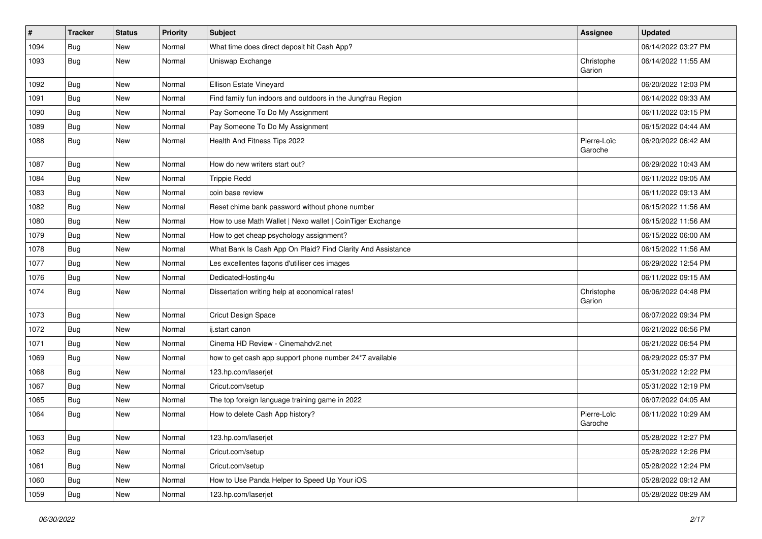| # | Tracker | Status | Priority | Subject | Assignee | Updated |
|---|---|---|---|---|---|---|
| 1094 | Bug | New | Normal | What time does direct deposit hit Cash App? | | 06/14/2022 03:27 PM |
| 1093 | Bug | New | Normal | Uniswap Exchange | Christophe Garion | 06/14/2022 11:55 AM |
| 1092 | Bug | New | Normal | Ellison Estate Vineyard | | 06/20/2022 12:03 PM |
| 1091 | Bug | New | Normal | Find family fun indoors and outdoors in the Jungfrau Region | | 06/14/2022 09:33 AM |
| 1090 | Bug | New | Normal | Pay Someone To Do My Assignment | | 06/11/2022 03:15 PM |
| 1089 | Bug | New | Normal | Pay Someone To Do My Assignment | | 06/15/2022 04:44 AM |
| 1088 | Bug | New | Normal | Health And Fitness Tips 2022 | Pierre-Loïc Garoche | 06/20/2022 06:42 AM |
| 1087 | Bug | New | Normal | How do new writers start out? | | 06/29/2022 10:43 AM |
| 1084 | Bug | New | Normal | Trippie Redd | | 06/11/2022 09:05 AM |
| 1083 | Bug | New | Normal | coin base review | | 06/11/2022 09:13 AM |
| 1082 | Bug | New | Normal | Reset chime bank password without phone number | | 06/15/2022 11:56 AM |
| 1080 | Bug | New | Normal | How to use Math Wallet \| Nexo wallet \| CoinTiger Exchange | | 06/15/2022 11:56 AM |
| 1079 | Bug | New | Normal | How to get cheap psychology assignment? | | 06/15/2022 06:00 AM |
| 1078 | Bug | New | Normal | What Bank Is Cash App On Plaid? Find Clarity And Assistance | | 06/15/2022 11:56 AM |
| 1077 | Bug | New | Normal | Les excellentes façons d'utiliser ces images | | 06/29/2022 12:54 PM |
| 1076 | Bug | New | Normal | DedicatedHosting4u | | 06/11/2022 09:15 AM |
| 1074 | Bug | New | Normal | Dissertation writing help at economical rates! | Christophe Garion | 06/06/2022 04:48 PM |
| 1073 | Bug | New | Normal | Cricut Design Space | | 06/07/2022 09:34 PM |
| 1072 | Bug | New | Normal | ij.start canon | | 06/21/2022 06:56 PM |
| 1071 | Bug | New | Normal | Cinema HD Review - Cinemahdv2.net | | 06/21/2022 06:54 PM |
| 1069 | Bug | New | Normal | how to get cash app support phone number 24*7 available | | 06/29/2022 05:37 PM |
| 1068 | Bug | New | Normal | 123.hp.com/laserjet | | 05/31/2022 12:22 PM |
| 1067 | Bug | New | Normal | Cricut.com/setup | | 05/31/2022 12:19 PM |
| 1065 | Bug | New | Normal | The top foreign language training game in 2022 | | 06/07/2022 04:05 AM |
| 1064 | Bug | New | Normal | How to delete Cash App history? | Pierre-Loïc Garoche | 06/11/2022 10:29 AM |
| 1063 | Bug | New | Normal | 123.hp.com/laserjet | | 05/28/2022 12:27 PM |
| 1062 | Bug | New | Normal | Cricut.com/setup | | 05/28/2022 12:26 PM |
| 1061 | Bug | New | Normal | Cricut.com/setup | | 05/28/2022 12:24 PM |
| 1060 | Bug | New | Normal | How to Use Panda Helper to Speed Up Your iOS | | 05/28/2022 09:12 AM |
| 1059 | Bug | New | Normal | 123.hp.com/laserjet | | 05/28/2022 08:29 AM |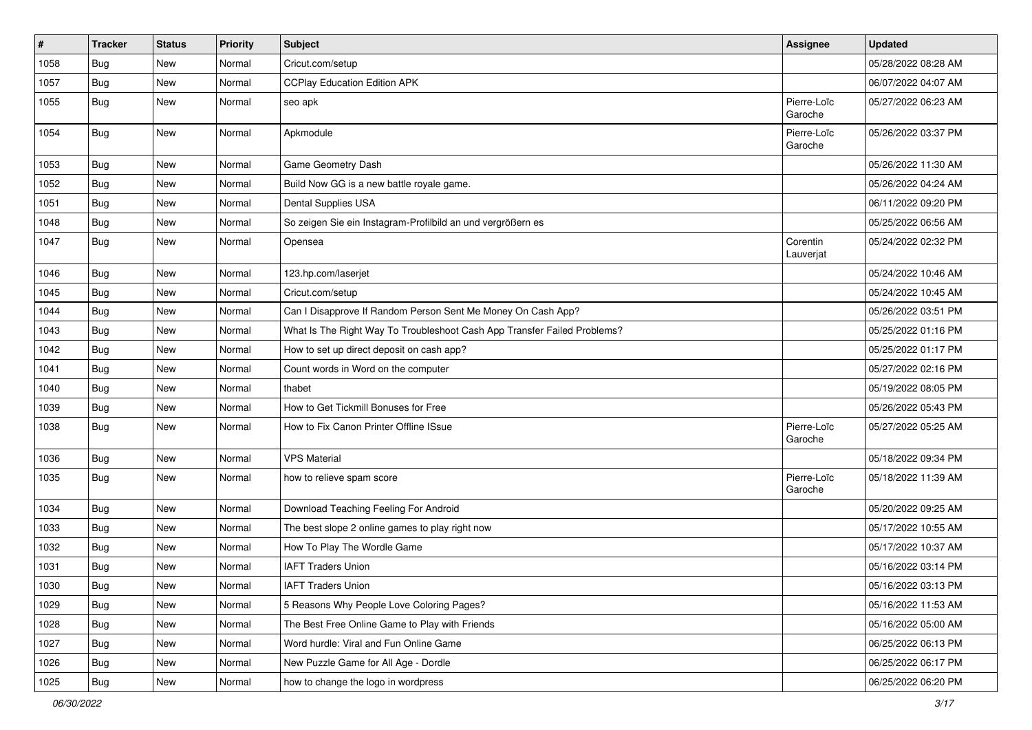| # | Tracker | Status | Priority | Subject | Assignee | Updated |
| --- | --- | --- | --- | --- | --- | --- |
| 1058 | Bug | New | Normal | Cricut.com/setup | | 05/28/2022 08:28 AM |
| 1057 | Bug | New | Normal | CCPlay Education Edition APK | | 06/07/2022 04:07 AM |
| 1055 | Bug | New | Normal | seo apk | Pierre-Loïc Garoche | 05/27/2022 06:23 AM |
| 1054 | Bug | New | Normal | Apkmodule | Pierre-Loïc Garoche | 05/26/2022 03:37 PM |
| 1053 | Bug | New | Normal | Game Geometry Dash | | 05/26/2022 11:30 AM |
| 1052 | Bug | New | Normal | Build Now GG is a new battle royale game. | | 05/26/2022 04:24 AM |
| 1051 | Bug | New | Normal | Dental Supplies USA | | 06/11/2022 09:20 PM |
| 1048 | Bug | New | Normal | So zeigen Sie ein Instagram-Profilbild an und vergrößern es | | 05/25/2022 06:56 AM |
| 1047 | Bug | New | Normal | Opensea | Corentin Lauverjat | 05/24/2022 02:32 PM |
| 1046 | Bug | New | Normal | 123.hp.com/laserjet | | 05/24/2022 10:46 AM |
| 1045 | Bug | New | Normal | Cricut.com/setup | | 05/24/2022 10:45 AM |
| 1044 | Bug | New | Normal | Can I Disapprove If Random Person Sent Me Money On Cash App? | | 05/26/2022 03:51 PM |
| 1043 | Bug | New | Normal | What Is The Right Way To Troubleshoot Cash App Transfer Failed Problems? | | 05/25/2022 01:16 PM |
| 1042 | Bug | New | Normal | How to set up direct deposit on cash app? | | 05/25/2022 01:17 PM |
| 1041 | Bug | New | Normal | Count words in Word on the computer | | 05/27/2022 02:16 PM |
| 1040 | Bug | New | Normal | thabet | | 05/19/2022 08:05 PM |
| 1039 | Bug | New | Normal | How to Get Tickmill Bonuses for Free | | 05/26/2022 05:43 PM |
| 1038 | Bug | New | Normal | How to Fix Canon Printer Offline ISsue | Pierre-Loïc Garoche | 05/27/2022 05:25 AM |
| 1036 | Bug | New | Normal | VPS Material | | 05/18/2022 09:34 PM |
| 1035 | Bug | New | Normal | how to relieve spam score | Pierre-Loïc Garoche | 05/18/2022 11:39 AM |
| 1034 | Bug | New | Normal | Download Teaching Feeling For Android | | 05/20/2022 09:25 AM |
| 1033 | Bug | New | Normal | The best slope 2 online games to play right now | | 05/17/2022 10:55 AM |
| 1032 | Bug | New | Normal | How To Play The Wordle Game | | 05/17/2022 10:37 AM |
| 1031 | Bug | New | Normal | IAFT Traders Union | | 05/16/2022 03:14 PM |
| 1030 | Bug | New | Normal | IAFT Traders Union | | 05/16/2022 03:13 PM |
| 1029 | Bug | New | Normal | 5 Reasons Why People Love Coloring Pages? | | 05/16/2022 11:53 AM |
| 1028 | Bug | New | Normal | The Best Free Online Game to Play with Friends | | 05/16/2022 05:00 AM |
| 1027 | Bug | New | Normal | Word hurdle: Viral and Fun Online Game | | 06/25/2022 06:13 PM |
| 1026 | Bug | New | Normal | New Puzzle Game for All Age - Dordle | | 06/25/2022 06:17 PM |
| 1025 | Bug | New | Normal | how to change the logo in wordpress | | 06/25/2022 06:20 PM |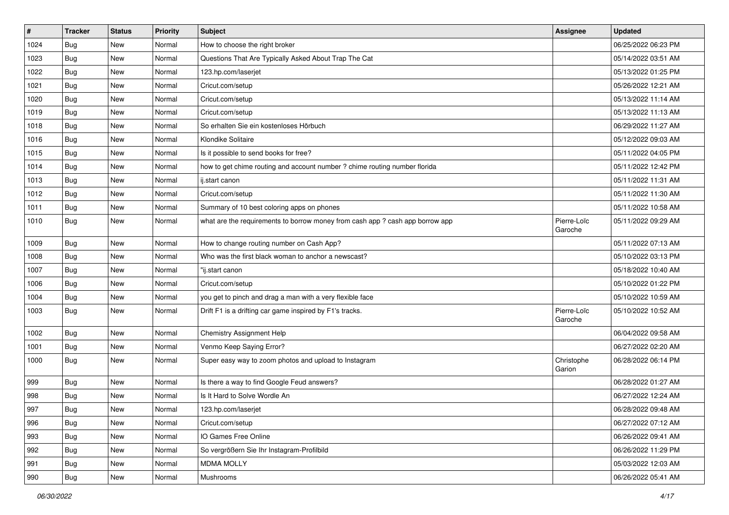| # | Tracker | Status | Priority | Subject | Assignee | Updated |
|---|---|---|---|---|---|---|
| 1024 | Bug | New | Normal | How to choose the right broker | | 06/25/2022 06:23 PM |
| 1023 | Bug | New | Normal | Questions That Are Typically Asked About Trap The Cat | | 05/14/2022 03:51 AM |
| 1022 | Bug | New | Normal | 123.hp.com/laserjet | | 05/13/2022 01:25 PM |
| 1021 | Bug | New | Normal | Cricut.com/setup | | 05/26/2022 12:21 AM |
| 1020 | Bug | New | Normal | Cricut.com/setup | | 05/13/2022 11:14 AM |
| 1019 | Bug | New | Normal | Cricut.com/setup | | 05/13/2022 11:13 AM |
| 1018 | Bug | New | Normal | So erhalten Sie ein kostenloses Hörbuch | | 06/29/2022 11:27 AM |
| 1016 | Bug | New | Normal | Klondike Solitaire | | 05/12/2022 09:03 AM |
| 1015 | Bug | New | Normal | Is it possible to send books for free? | | 05/11/2022 04:05 PM |
| 1014 | Bug | New | Normal | how to get chime routing and account number ? chime routing number florida | | 05/11/2022 12:42 PM |
| 1013 | Bug | New | Normal | ij.start canon | | 05/11/2022 11:31 AM |
| 1012 | Bug | New | Normal | Cricut.com/setup | | 05/11/2022 11:30 AM |
| 1011 | Bug | New | Normal | Summary of 10 best coloring apps on phones | | 05/11/2022 10:58 AM |
| 1010 | Bug | New | Normal | what are the requirements to borrow money from cash app ? cash app borrow app | Pierre-Loïc Garoche | 05/11/2022 09:29 AM |
| 1009 | Bug | New | Normal | How to change routing number on Cash App? | | 05/11/2022 07:13 AM |
| 1008 | Bug | New | Normal | Who was the first black woman to anchor a newscast? | | 05/10/2022 03:13 PM |
| 1007 | Bug | New | Normal | "ij.start canon | | 05/18/2022 10:40 AM |
| 1006 | Bug | New | Normal | Cricut.com/setup | | 05/10/2022 01:22 PM |
| 1004 | Bug | New | Normal | you get to pinch and drag a man with a very flexible face | | 05/10/2022 10:59 AM |
| 1003 | Bug | New | Normal | Drift F1 is a drifting car game inspired by F1's tracks. | Pierre-Loïc Garoche | 05/10/2022 10:52 AM |
| 1002 | Bug | New | Normal | Chemistry Assignment Help | | 06/04/2022 09:58 AM |
| 1001 | Bug | New | Normal | Venmo Keep Saying Error? | | 06/27/2022 02:20 AM |
| 1000 | Bug | New | Normal | Super easy way to zoom photos and upload to Instagram | Christophe Garion | 06/28/2022 06:14 PM |
| 999 | Bug | New | Normal | Is there a way to find Google Feud answers? | | 06/28/2022 01:27 AM |
| 998 | Bug | New | Normal | Is It Hard to Solve Wordle An | | 06/27/2022 12:24 AM |
| 997 | Bug | New | Normal | 123.hp.com/laserjet | | 06/28/2022 09:48 AM |
| 996 | Bug | New | Normal | Cricut.com/setup | | 06/27/2022 07:12 AM |
| 993 | Bug | New | Normal | IO Games Free Online | | 06/26/2022 09:41 AM |
| 992 | Bug | New | Normal | So vergrößern Sie Ihr Instagram-Profilbild | | 06/26/2022 11:29 PM |
| 991 | Bug | New | Normal | MDMA MOLLY | | 05/03/2022 12:03 AM |
| 990 | Bug | New | Normal | Mushrooms | | 06/26/2022 05:41 AM |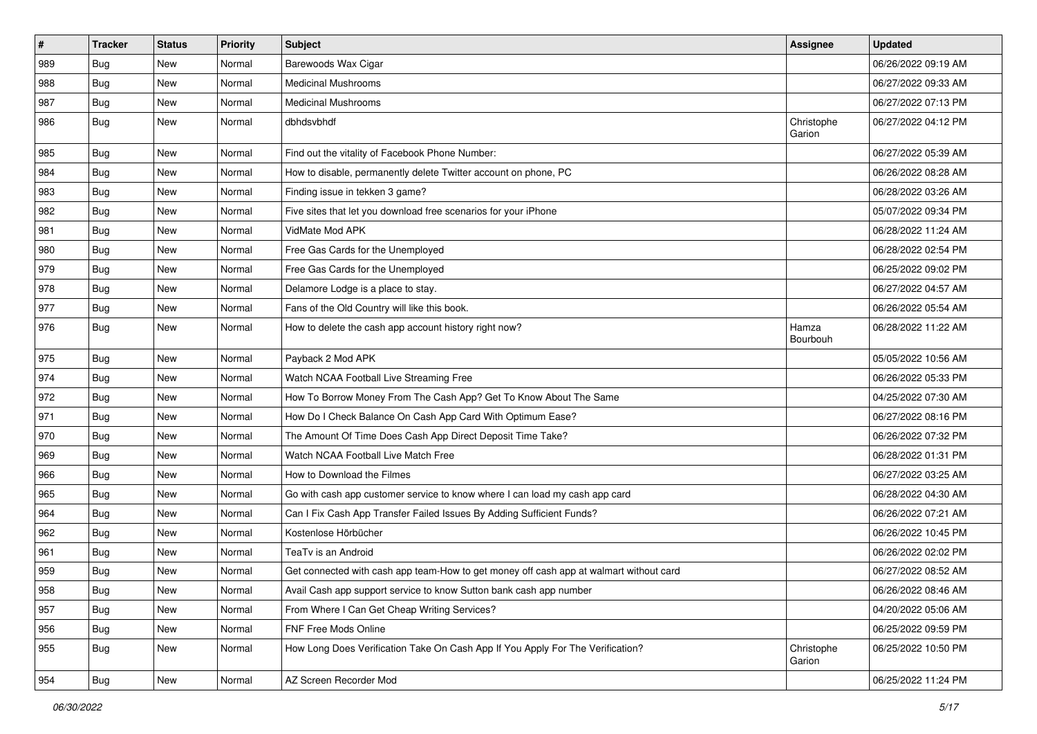| # | Tracker | Status | Priority | Subject | Assignee | Updated |
|---|---|---|---|---|---|---|
| 989 | Bug | New | Normal | Barewoods Wax Cigar | | 06/26/2022 09:19 AM |
| 988 | Bug | New | Normal | Medicinal Mushrooms | | 06/27/2022 09:33 AM |
| 987 | Bug | New | Normal | Medicinal Mushrooms | | 06/27/2022 07:13 PM |
| 986 | Bug | New | Normal | dbhdsvbhdf | Christophe Garion | 06/27/2022 04:12 PM |
| 985 | Bug | New | Normal | Find out the vitality of Facebook Phone Number: | | 06/27/2022 05:39 AM |
| 984 | Bug | New | Normal | How to disable, permanently delete Twitter account on phone, PC | | 06/26/2022 08:28 AM |
| 983 | Bug | New | Normal | Finding issue in tekken 3 game? | | 06/28/2022 03:26 AM |
| 982 | Bug | New | Normal | Five sites that let you download free scenarios for your iPhone | | 05/07/2022 09:34 PM |
| 981 | Bug | New | Normal | VidMate Mod APK | | 06/28/2022 11:24 AM |
| 980 | Bug | New | Normal | Free Gas Cards for the Unemployed | | 06/28/2022 02:54 PM |
| 979 | Bug | New | Normal | Free Gas Cards for the Unemployed | | 06/25/2022 09:02 PM |
| 978 | Bug | New | Normal | Delamore Lodge is a place to stay. | | 06/27/2022 04:57 AM |
| 977 | Bug | New | Normal | Fans of the Old Country will like this book. | | 06/26/2022 05:54 AM |
| 976 | Bug | New | Normal | How to delete the cash app account history right now? | Hamza Bourbouh | 06/28/2022 11:22 AM |
| 975 | Bug | New | Normal | Payback 2 Mod APK | | 05/05/2022 10:56 AM |
| 974 | Bug | New | Normal | Watch NCAA Football Live Streaming Free | | 06/26/2022 05:33 PM |
| 972 | Bug | New | Normal | How To Borrow Money From The Cash App? Get To Know About The Same | | 04/25/2022 07:30 AM |
| 971 | Bug | New | Normal | How Do I Check Balance On Cash App Card With Optimum Ease? | | 06/27/2022 08:16 PM |
| 970 | Bug | New | Normal | The Amount Of Time Does Cash App Direct Deposit Time Take? | | 06/26/2022 07:32 PM |
| 969 | Bug | New | Normal | Watch NCAA Football Live Match Free | | 06/28/2022 01:31 PM |
| 966 | Bug | New | Normal | How to Download the Filmes | | 06/27/2022 03:25 AM |
| 965 | Bug | New | Normal | Go with cash app customer service to know where I can load my cash app card | | 06/28/2022 04:30 AM |
| 964 | Bug | New | Normal | Can I Fix Cash App Transfer Failed Issues By Adding Sufficient Funds? | | 06/26/2022 07:21 AM |
| 962 | Bug | New | Normal | Kostenlose Hörbücher | | 06/26/2022 10:45 PM |
| 961 | Bug | New | Normal | TeaTv is an Android | | 06/26/2022 02:02 PM |
| 959 | Bug | New | Normal | Get connected with cash app team-How to get money off cash app at walmart without card | | 06/27/2022 08:52 AM |
| 958 | Bug | New | Normal | Avail Cash app support service to know Sutton bank cash app number | | 06/26/2022 08:46 AM |
| 957 | Bug | New | Normal | From Where I Can Get Cheap Writing Services? | | 04/20/2022 05:06 AM |
| 956 | Bug | New | Normal | FNF Free Mods Online | | 06/25/2022 09:59 PM |
| 955 | Bug | New | Normal | How Long Does Verification Take On Cash App If You Apply For The Verification? | Christophe Garion | 06/25/2022 10:50 PM |
| 954 | Bug | New | Normal | AZ Screen Recorder Mod | | 06/25/2022 11:24 PM |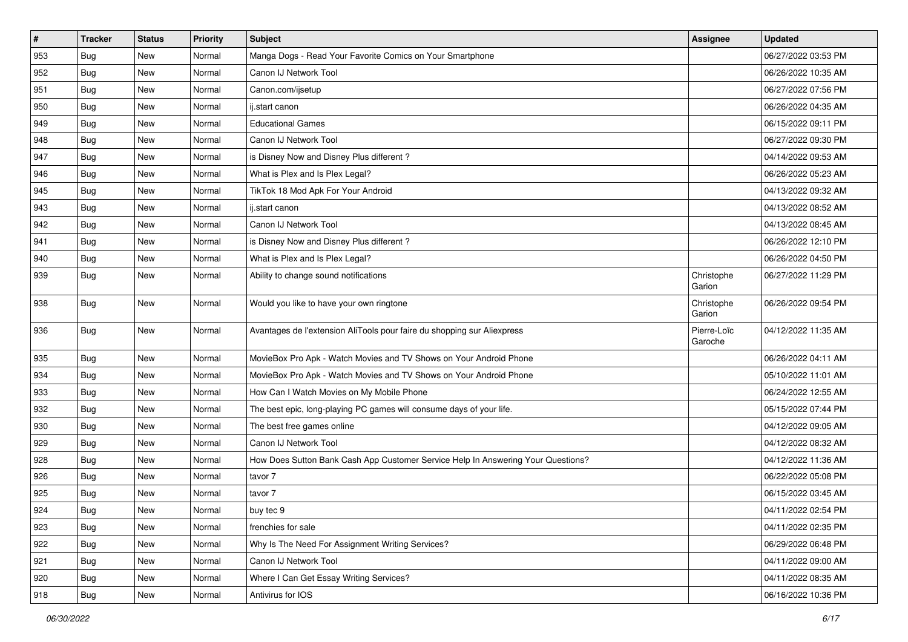| # | Tracker | Status | Priority | Subject | Assignee | Updated |
|---|---|---|---|---|---|---|
| 953 | Bug | New | Normal | Manga Dogs - Read Your Favorite Comics on Your Smartphone | | 06/27/2022 03:53 PM |
| 952 | Bug | New | Normal | Canon IJ Network Tool | | 06/26/2022 10:35 AM |
| 951 | Bug | New | Normal | Canon.com/ijsetup | | 06/27/2022 07:56 PM |
| 950 | Bug | New | Normal | ij.start canon | | 06/26/2022 04:35 AM |
| 949 | Bug | New | Normal | Educational Games | | 06/15/2022 09:11 PM |
| 948 | Bug | New | Normal | Canon IJ Network Tool | | 06/27/2022 09:30 PM |
| 947 | Bug | New | Normal | is Disney Now and Disney Plus different ? | | 04/14/2022 09:53 AM |
| 946 | Bug | New | Normal | What is Plex and Is Plex Legal? | | 06/26/2022 05:23 AM |
| 945 | Bug | New | Normal | TikTok 18 Mod Apk For Your Android | | 04/13/2022 09:32 AM |
| 943 | Bug | New | Normal | ij.start canon | | 04/13/2022 08:52 AM |
| 942 | Bug | New | Normal | Canon IJ Network Tool | | 04/13/2022 08:45 AM |
| 941 | Bug | New | Normal | is Disney Now and Disney Plus different ? | | 06/26/2022 12:10 PM |
| 940 | Bug | New | Normal | What is Plex and Is Plex Legal? | | 06/26/2022 04:50 PM |
| 939 | Bug | New | Normal | Ability to change sound notifications | Christophe Garion | 06/27/2022 11:29 PM |
| 938 | Bug | New | Normal | Would you like to have your own ringtone | Christophe Garion | 06/26/2022 09:54 PM |
| 936 | Bug | New | Normal | Avantages de l'extension AliTools pour faire du shopping sur Aliexpress | Pierre-Loïc Garoche | 04/12/2022 11:35 AM |
| 935 | Bug | New | Normal | MovieBox Pro Apk - Watch Movies and TV Shows on Your Android Phone | | 06/26/2022 04:11 AM |
| 934 | Bug | New | Normal | MovieBox Pro Apk - Watch Movies and TV Shows on Your Android Phone | | 05/10/2022 11:01 AM |
| 933 | Bug | New | Normal | How Can I Watch Movies on My Mobile Phone | | 06/24/2022 12:55 AM |
| 932 | Bug | New | Normal | The best epic, long-playing PC games will consume days of your life. | | 05/15/2022 07:44 PM |
| 930 | Bug | New | Normal | The best free games online | | 04/12/2022 09:05 AM |
| 929 | Bug | New | Normal | Canon IJ Network Tool | | 04/12/2022 08:32 AM |
| 928 | Bug | New | Normal | How Does Sutton Bank Cash App Customer Service Help In Answering Your Questions? | | 04/12/2022 11:36 AM |
| 926 | Bug | New | Normal | tavor 7 | | 06/22/2022 05:08 PM |
| 925 | Bug | New | Normal | tavor 7 | | 06/15/2022 03:45 AM |
| 924 | Bug | New | Normal | buy tec 9 | | 04/11/2022 02:54 PM |
| 923 | Bug | New | Normal | frenchies for sale | | 04/11/2022 02:35 PM |
| 922 | Bug | New | Normal | Why Is The Need For Assignment Writing Services? | | 06/29/2022 06:48 PM |
| 921 | Bug | New | Normal | Canon IJ Network Tool | | 04/11/2022 09:00 AM |
| 920 | Bug | New | Normal | Where I Can Get Essay Writing Services? | | 04/11/2022 08:35 AM |
| 918 | Bug | New | Normal | Antivirus for IOS | | 06/16/2022 10:36 PM |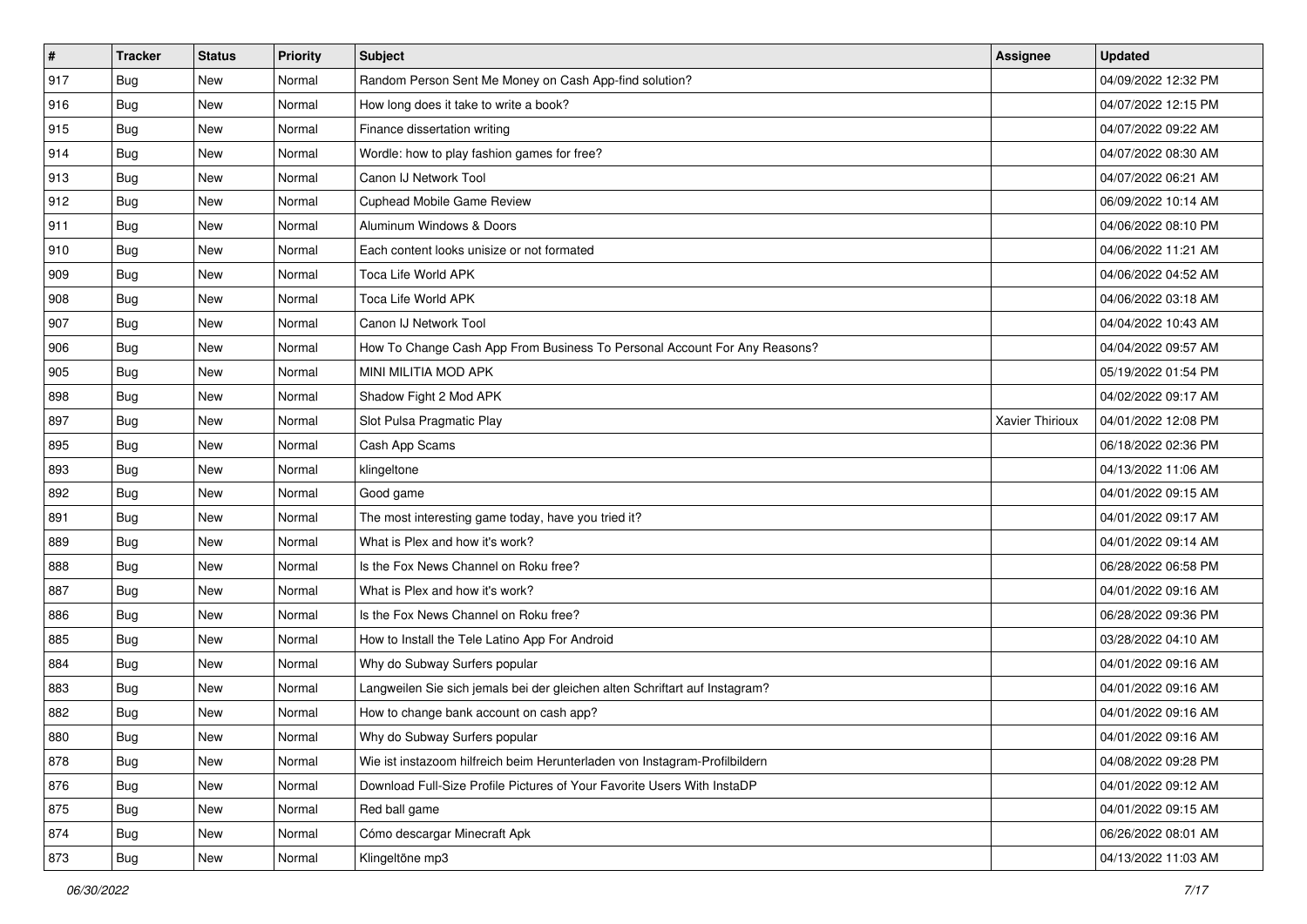| # | Tracker | Status | Priority | Subject | Assignee | Updated |
|---|---|---|---|---|---|---|
| 917 | Bug | New | Normal | Random Person Sent Me Money on Cash App-find solution? | | 04/09/2022 12:32 PM |
| 916 | Bug | New | Normal | How long does it take to write a book? | | 04/07/2022 12:15 PM |
| 915 | Bug | New | Normal | Finance dissertation writing | | 04/07/2022 09:22 AM |
| 914 | Bug | New | Normal | Wordle: how to play fashion games for free? | | 04/07/2022 08:30 AM |
| 913 | Bug | New | Normal | Canon IJ Network Tool | | 04/07/2022 06:21 AM |
| 912 | Bug | New | Normal | Cuphead Mobile Game Review | | 06/09/2022 10:14 AM |
| 911 | Bug | New | Normal | Aluminum Windows & Doors | | 04/06/2022 08:10 PM |
| 910 | Bug | New | Normal | Each content looks unisize or not formated | | 04/06/2022 11:21 AM |
| 909 | Bug | New | Normal | Toca Life World APK | | 04/06/2022 04:52 AM |
| 908 | Bug | New | Normal | Toca Life World APK | | 04/06/2022 03:18 AM |
| 907 | Bug | New | Normal | Canon IJ Network Tool | | 04/04/2022 10:43 AM |
| 906 | Bug | New | Normal | How To Change Cash App From Business To Personal Account For Any Reasons? | | 04/04/2022 09:57 AM |
| 905 | Bug | New | Normal | MINI MILITIA MOD APK | | 05/19/2022 01:54 PM |
| 898 | Bug | New | Normal | Shadow Fight 2 Mod APK | | 04/02/2022 09:17 AM |
| 897 | Bug | New | Normal | Slot Pulsa Pragmatic Play | Xavier Thirioux | 04/01/2022 12:08 PM |
| 895 | Bug | New | Normal | Cash App Scams | | 06/18/2022 02:36 PM |
| 893 | Bug | New | Normal | klingeltone | | 04/13/2022 11:06 AM |
| 892 | Bug | New | Normal | Good game | | 04/01/2022 09:15 AM |
| 891 | Bug | New | Normal | The most interesting game today, have you tried it? | | 04/01/2022 09:17 AM |
| 889 | Bug | New | Normal | What is Plex and how it's work? | | 04/01/2022 09:14 AM |
| 888 | Bug | New | Normal | Is the Fox News Channel on Roku free? | | 06/28/2022 06:58 PM |
| 887 | Bug | New | Normal | What is Plex and how it's work? | | 04/01/2022 09:16 AM |
| 886 | Bug | New | Normal | Is the Fox News Channel on Roku free? | | 06/28/2022 09:36 PM |
| 885 | Bug | New | Normal | How to Install the Tele Latino App For Android | | 03/28/2022 04:10 AM |
| 884 | Bug | New | Normal | Why do Subway Surfers popular | | 04/01/2022 09:16 AM |
| 883 | Bug | New | Normal | Langweilen Sie sich jemals bei der gleichen alten Schriftart auf Instagram? | | 04/01/2022 09:16 AM |
| 882 | Bug | New | Normal | How to change bank account on cash app? | | 04/01/2022 09:16 AM |
| 880 | Bug | New | Normal | Why do Subway Surfers popular | | 04/01/2022 09:16 AM |
| 878 | Bug | New | Normal | Wie ist instazoom hilfreich beim Herunterladen von Instagram-Profilbildern | | 04/08/2022 09:28 PM |
| 876 | Bug | New | Normal | Download Full-Size Profile Pictures of Your Favorite Users With InstaDP | | 04/01/2022 09:12 AM |
| 875 | Bug | New | Normal | Red ball game | | 04/01/2022 09:15 AM |
| 874 | Bug | New | Normal | Cómo descargar Minecraft Apk | | 06/26/2022 08:01 AM |
| 873 | Bug | New | Normal | Klingeltöne mp3 | | 04/13/2022 11:03 AM |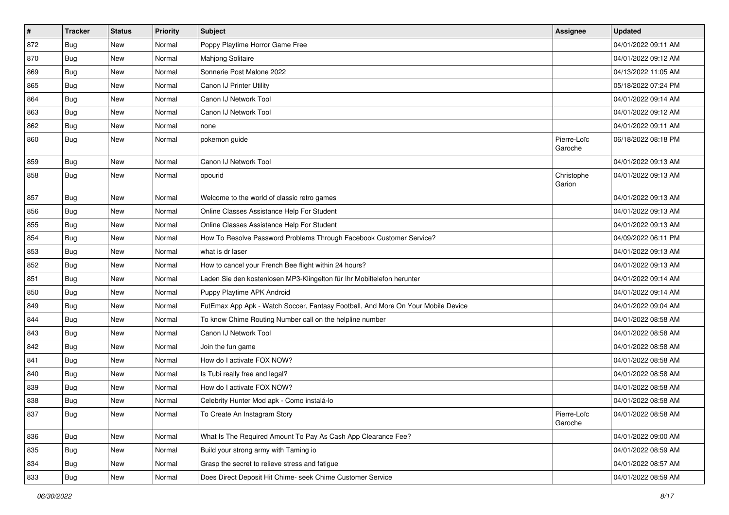| # | Tracker | Status | Priority | Subject | Assignee | Updated |
|---|---|---|---|---|---|---|
| 872 | Bug | New | Normal | Poppy Playtime Horror Game Free | | 04/01/2022 09:11 AM |
| 870 | Bug | New | Normal | Mahjong Solitaire | | 04/01/2022 09:12 AM |
| 869 | Bug | New | Normal | Sonnerie Post Malone 2022 | | 04/13/2022 11:05 AM |
| 865 | Bug | New | Normal | Canon IJ Printer Utility | | 05/18/2022 07:24 PM |
| 864 | Bug | New | Normal | Canon IJ Network Tool | | 04/01/2022 09:14 AM |
| 863 | Bug | New | Normal | Canon IJ Network Tool | | 04/01/2022 09:12 AM |
| 862 | Bug | New | Normal | none | | 04/01/2022 09:11 AM |
| 860 | Bug | New | Normal | pokemon guide | Pierre-Loïc Garoche | 06/18/2022 08:18 PM |
| 859 | Bug | New | Normal | Canon IJ Network Tool | | 04/01/2022 09:13 AM |
| 858 | Bug | New | Normal | opourid | Christophe Garion | 04/01/2022 09:13 AM |
| 857 | Bug | New | Normal | Welcome to the world of classic retro games | | 04/01/2022 09:13 AM |
| 856 | Bug | New | Normal | Online Classes Assistance Help For Student | | 04/01/2022 09:13 AM |
| 855 | Bug | New | Normal | Online Classes Assistance Help For Student | | 04/01/2022 09:13 AM |
| 854 | Bug | New | Normal | How To Resolve Password Problems Through Facebook Customer Service? | | 04/09/2022 06:11 PM |
| 853 | Bug | New | Normal | what is dr laser | | 04/01/2022 09:13 AM |
| 852 | Bug | New | Normal | How to cancel your French Bee flight within 24 hours? | | 04/01/2022 09:13 AM |
| 851 | Bug | New | Normal | Laden Sie den kostenlosen MP3-Klingelton für Ihr Mobiltelefon herunter | | 04/01/2022 09:14 AM |
| 850 | Bug | New | Normal | Puppy Playtime APK Android | | 04/01/2022 09:14 AM |
| 849 | Bug | New | Normal | FutEmax App Apk - Watch Soccer, Fantasy Football, And More On Your Mobile Device | | 04/01/2022 09:04 AM |
| 844 | Bug | New | Normal | To know Chime Routing Number call on the helpline number | | 04/01/2022 08:58 AM |
| 843 | Bug | New | Normal | Canon IJ Network Tool | | 04/01/2022 08:58 AM |
| 842 | Bug | New | Normal | Join the fun game | | 04/01/2022 08:58 AM |
| 841 | Bug | New | Normal | How do I activate FOX NOW? | | 04/01/2022 08:58 AM |
| 840 | Bug | New | Normal | Is Tubi really free and legal? | | 04/01/2022 08:58 AM |
| 839 | Bug | New | Normal | How do I activate FOX NOW? | | 04/01/2022 08:58 AM |
| 838 | Bug | New | Normal | Celebrity Hunter Mod apk - Como instalá-lo | | 04/01/2022 08:58 AM |
| 837 | Bug | New | Normal | To Create An Instagram Story | Pierre-Loïc Garoche | 04/01/2022 08:58 AM |
| 836 | Bug | New | Normal | What Is The Required Amount To Pay As Cash App Clearance Fee? | | 04/01/2022 09:00 AM |
| 835 | Bug | New | Normal | Build your strong army with Taming io | | 04/01/2022 08:59 AM |
| 834 | Bug | New | Normal | Grasp the secret to relieve stress and fatigue | | 04/01/2022 08:57 AM |
| 833 | Bug | New | Normal | Does Direct Deposit Hit Chime- seek Chime Customer Service | | 04/01/2022 08:59 AM |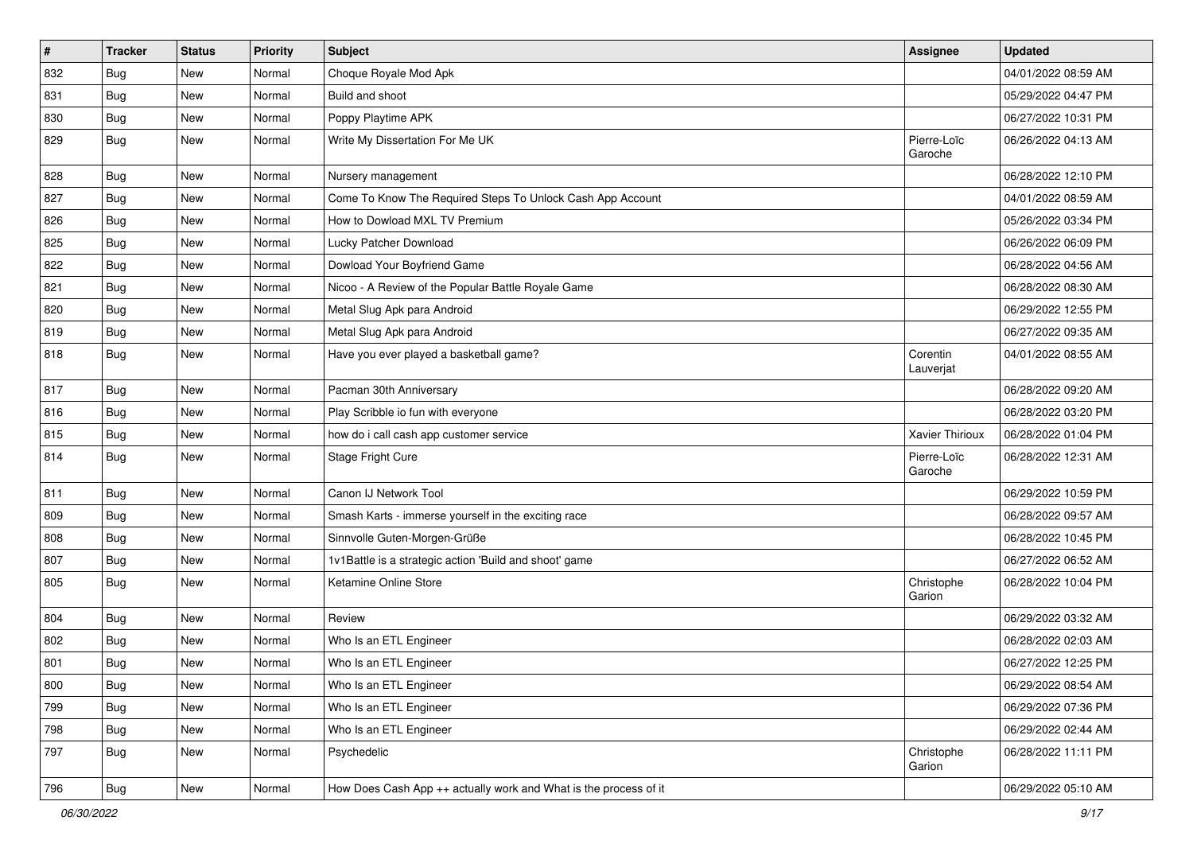| # | Tracker | Status | Priority | Subject | Assignee | Updated |
|---|---|---|---|---|---|---|
| 832 | Bug | New | Normal | Choque Royale Mod Apk | | 04/01/2022 08:59 AM |
| 831 | Bug | New | Normal | Build and shoot | | 05/29/2022 04:47 PM |
| 830 | Bug | New | Normal | Poppy Playtime APK | | 06/27/2022 10:31 PM |
| 829 | Bug | New | Normal | Write My Dissertation For Me UK | Pierre-Loïc Garoche | 06/26/2022 04:13 AM |
| 828 | Bug | New | Normal | Nursery management | | 06/28/2022 12:10 PM |
| 827 | Bug | New | Normal | Come To Know The Required Steps To Unlock Cash App Account | | 04/01/2022 08:59 AM |
| 826 | Bug | New | Normal | How to Dowload MXL TV Premium | | 05/26/2022 03:34 PM |
| 825 | Bug | New | Normal | Lucky Patcher Download | | 06/26/2022 06:09 PM |
| 822 | Bug | New | Normal | Dowload Your Boyfriend Game | | 06/28/2022 04:56 AM |
| 821 | Bug | New | Normal | Nicoo - A Review of the Popular Battle Royale Game | | 06/28/2022 08:30 AM |
| 820 | Bug | New | Normal | Metal Slug Apk para Android | | 06/29/2022 12:55 PM |
| 819 | Bug | New | Normal | Metal Slug Apk para Android | | 06/27/2022 09:35 AM |
| 818 | Bug | New | Normal | Have you ever played a basketball game? | Corentin Lauverjat | 04/01/2022 08:55 AM |
| 817 | Bug | New | Normal | Pacman 30th Anniversary | | 06/28/2022 09:20 AM |
| 816 | Bug | New | Normal | Play Scribble io fun with everyone | | 06/28/2022 03:20 PM |
| 815 | Bug | New | Normal | how do i call cash app customer service | Xavier Thirioux | 06/28/2022 01:04 PM |
| 814 | Bug | New | Normal | Stage Fright Cure | Pierre-Loïc Garoche | 06/28/2022 12:31 AM |
| 811 | Bug | New | Normal | Canon IJ Network Tool | | 06/29/2022 10:59 PM |
| 809 | Bug | New | Normal | Smash Karts - immerse yourself in the exciting race | | 06/28/2022 09:57 AM |
| 808 | Bug | New | Normal | Sinnvolle Guten-Morgen-Grüße | | 06/28/2022 10:45 PM |
| 807 | Bug | New | Normal | 1v1Battle is a strategic action 'Build and shoot' game | | 06/27/2022 06:52 AM |
| 805 | Bug | New | Normal | Ketamine Online Store | Christophe Garion | 06/28/2022 10:04 PM |
| 804 | Bug | New | Normal | Review | | 06/29/2022 03:32 AM |
| 802 | Bug | New | Normal | Who Is an ETL Engineer | | 06/28/2022 02:03 AM |
| 801 | Bug | New | Normal | Who Is an ETL Engineer | | 06/27/2022 12:25 PM |
| 800 | Bug | New | Normal | Who Is an ETL Engineer | | 06/29/2022 08:54 AM |
| 799 | Bug | New | Normal | Who Is an ETL Engineer | | 06/29/2022 07:36 PM |
| 798 | Bug | New | Normal | Who Is an ETL Engineer | | 06/29/2022 02:44 AM |
| 797 | Bug | New | Normal | Psychedelic | Christophe Garion | 06/28/2022 11:11 PM |
| 796 | Bug | New | Normal | How Does Cash App ++ actually work and What is the process of it | | 06/29/2022 05:10 AM |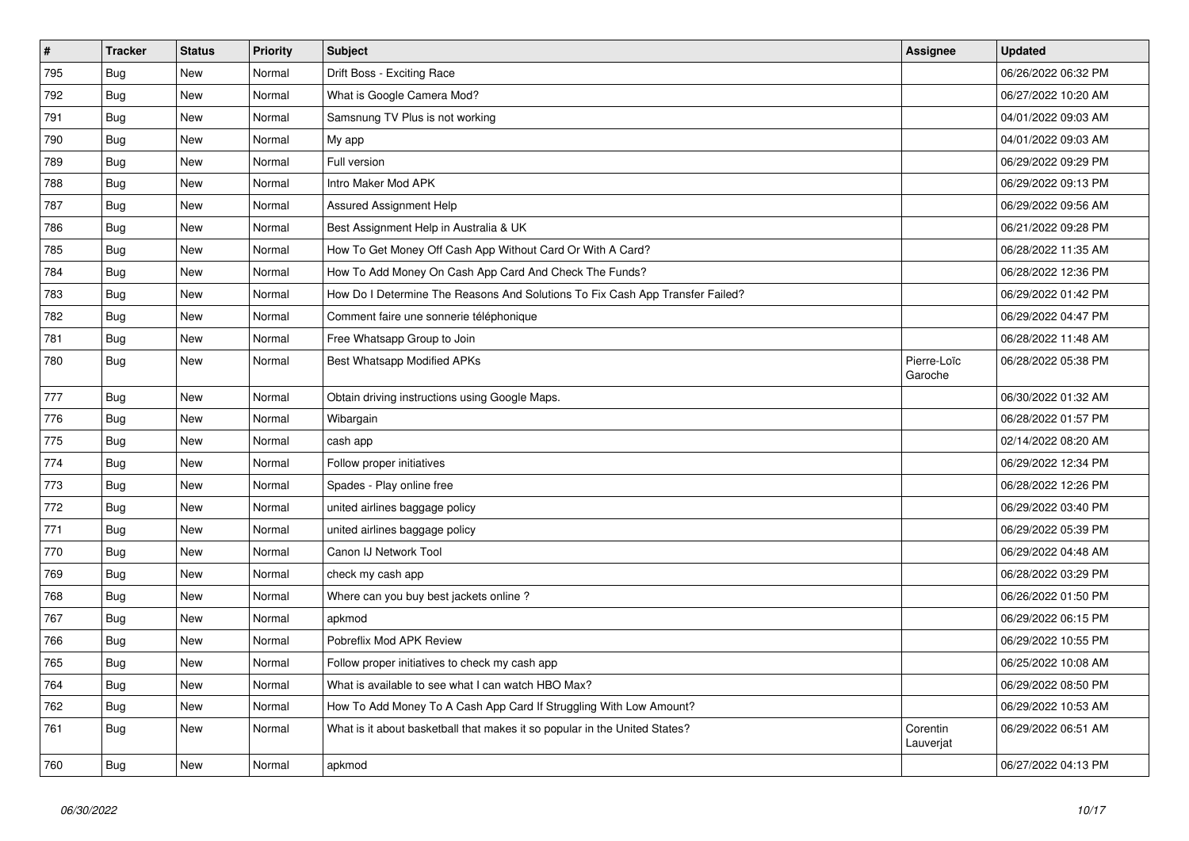| # | Tracker | Status | Priority | Subject | Assignee | Updated |
|---|---|---|---|---|---|---|
| 795 | Bug | New | Normal | Drift Boss - Exciting Race | | 06/26/2022 06:32 PM |
| 792 | Bug | New | Normal | What is Google Camera Mod? | | 06/27/2022 10:20 AM |
| 791 | Bug | New | Normal | Samsnung TV Plus is not working | | 04/01/2022 09:03 AM |
| 790 | Bug | New | Normal | My app | | 04/01/2022 09:03 AM |
| 789 | Bug | New | Normal | Full version | | 06/29/2022 09:29 PM |
| 788 | Bug | New | Normal | Intro Maker Mod APK | | 06/29/2022 09:13 PM |
| 787 | Bug | New | Normal | Assured Assignment Help | | 06/29/2022 09:56 AM |
| 786 | Bug | New | Normal | Best Assignment Help in Australia & UK | | 06/21/2022 09:28 PM |
| 785 | Bug | New | Normal | How To Get Money Off Cash App Without Card Or With A Card? | | 06/28/2022 11:35 AM |
| 784 | Bug | New | Normal | How To Add Money On Cash App Card And Check The Funds? | | 06/28/2022 12:36 PM |
| 783 | Bug | New | Normal | How Do I Determine The Reasons And Solutions To Fix Cash App Transfer Failed? | | 06/29/2022 01:42 PM |
| 782 | Bug | New | Normal | Comment faire une sonnerie téléphonique | | 06/29/2022 04:47 PM |
| 781 | Bug | New | Normal | Free Whatsapp Group to Join | | 06/28/2022 11:48 AM |
| 780 | Bug | New | Normal | Best Whatsapp Modified APKs | Pierre-Loïc Garoche | 06/28/2022 05:38 PM |
| 777 | Bug | New | Normal | Obtain driving instructions using Google Maps. | | 06/30/2022 01:32 AM |
| 776 | Bug | New | Normal | Wibargain | | 06/28/2022 01:57 PM |
| 775 | Bug | New | Normal | cash app | | 02/14/2022 08:20 AM |
| 774 | Bug | New | Normal | Follow proper initiatives | | 06/29/2022 12:34 PM |
| 773 | Bug | New | Normal | Spades - Play online free | | 06/28/2022 12:26 PM |
| 772 | Bug | New | Normal | united airlines baggage policy | | 06/29/2022 03:40 PM |
| 771 | Bug | New | Normal | united airlines baggage policy | | 06/29/2022 05:39 PM |
| 770 | Bug | New | Normal | Canon IJ Network Tool | | 06/29/2022 04:48 AM |
| 769 | Bug | New | Normal | check my cash app | | 06/28/2022 03:29 PM |
| 768 | Bug | New | Normal | Where can you buy best jackets online ? | | 06/26/2022 01:50 PM |
| 767 | Bug | New | Normal | apkmod | | 06/29/2022 06:15 PM |
| 766 | Bug | New | Normal | Pobreflix Mod APK Review | | 06/29/2022 10:55 PM |
| 765 | Bug | New | Normal | Follow proper initiatives to check my cash app | | 06/25/2022 10:08 AM |
| 764 | Bug | New | Normal | What is available to see what I can watch HBO Max? | | 06/29/2022 08:50 PM |
| 762 | Bug | New | Normal | How To Add Money To A Cash App Card If Struggling With Low Amount? | | 06/29/2022 10:53 AM |
| 761 | Bug | New | Normal | What is it about basketball that makes it so popular in the United States? | Corentin Lauverjat | 06/29/2022 06:51 AM |
| 760 | Bug | New | Normal | apkmod | | 06/27/2022 04:13 PM |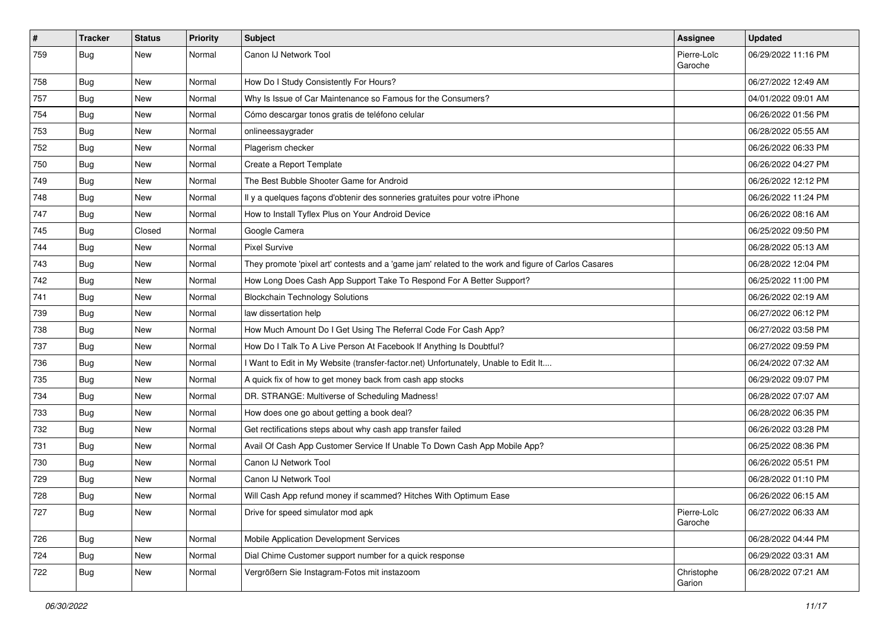| # | Tracker | Status | Priority | Subject | Assignee | Updated |
|---|---|---|---|---|---|---|
| 759 | Bug | New | Normal | Canon IJ Network Tool | Pierre-Loïc Garoche | 06/29/2022 11:16 PM |
| 758 | Bug | New | Normal | How Do I Study Consistently For Hours? | | 06/27/2022 12:49 AM |
| 757 | Bug | New | Normal | Why Is Issue of Car Maintenance so Famous for the Consumers? | | 04/01/2022 09:01 AM |
| 754 | Bug | New | Normal | Cómo descargar tonos gratis de teléfono celular | | 06/26/2022 01:56 PM |
| 753 | Bug | New | Normal | onlineessaygrader | | 06/28/2022 05:55 AM |
| 752 | Bug | New | Normal | Plagerism checker | | 06/26/2022 06:33 PM |
| 750 | Bug | New | Normal | Create a Report Template | | 06/26/2022 04:27 PM |
| 749 | Bug | New | Normal | The Best Bubble Shooter Game for Android | | 06/26/2022 12:12 PM |
| 748 | Bug | New | Normal | Il y a quelques façons d'obtenir des sonneries gratuites pour votre iPhone | | 06/26/2022 11:24 PM |
| 747 | Bug | New | Normal | How to Install Tyflex Plus on Your Android Device | | 06/26/2022 08:16 AM |
| 745 | Bug | Closed | Normal | Google Camera | | 06/25/2022 09:50 PM |
| 744 | Bug | New | Normal | Pixel Survive | | 06/28/2022 05:13 AM |
| 743 | Bug | New | Normal | They promote 'pixel art' contests and a 'game jam' related to the work and figure of Carlos Casares | | 06/28/2022 12:04 PM |
| 742 | Bug | New | Normal | How Long Does Cash App Support Take To Respond For A Better Support? | | 06/25/2022 11:00 PM |
| 741 | Bug | New | Normal | Blockchain Technology Solutions | | 06/26/2022 02:19 AM |
| 739 | Bug | New | Normal | law dissertation help | | 06/27/2022 06:12 PM |
| 738 | Bug | New | Normal | How Much Amount Do I Get Using The Referral Code For Cash App? | | 06/27/2022 03:58 PM |
| 737 | Bug | New | Normal | How Do I Talk To A Live Person At Facebook If Anything Is Doubtful? | | 06/27/2022 09:59 PM |
| 736 | Bug | New | Normal | I Want to Edit in My Website (transfer-factor.net) Unfortunately, Unable to Edit It.... | | 06/24/2022 07:32 AM |
| 735 | Bug | New | Normal | A quick fix of how to get money back from cash app stocks | | 06/29/2022 09:07 PM |
| 734 | Bug | New | Normal | DR. STRANGE: Multiverse of Scheduling Madness! | | 06/28/2022 07:07 AM |
| 733 | Bug | New | Normal | How does one go about getting a book deal? | | 06/28/2022 06:35 PM |
| 732 | Bug | New | Normal | Get rectifications steps about why cash app transfer failed | | 06/26/2022 03:28 PM |
| 731 | Bug | New | Normal | Avail Of Cash App Customer Service If Unable To Down Cash App Mobile App? | | 06/25/2022 08:36 PM |
| 730 | Bug | New | Normal | Canon IJ Network Tool | | 06/26/2022 05:51 PM |
| 729 | Bug | New | Normal | Canon IJ Network Tool | | 06/28/2022 01:10 PM |
| 728 | Bug | New | Normal | Will Cash App refund money if scammed? Hitches With Optimum Ease | | 06/26/2022 06:15 AM |
| 727 | Bug | New | Normal | Drive for speed simulator mod apk | Pierre-Loïc Garoche | 06/27/2022 06:33 AM |
| 726 | Bug | New | Normal | Mobile Application Development Services | | 06/28/2022 04:44 PM |
| 724 | Bug | New | Normal | Dial Chime Customer support number for a quick response | | 06/29/2022 03:31 AM |
| 722 | Bug | New | Normal | Vergrößern Sie Instagram-Fotos mit instazoom | Christophe Garion | 06/28/2022 07:21 AM |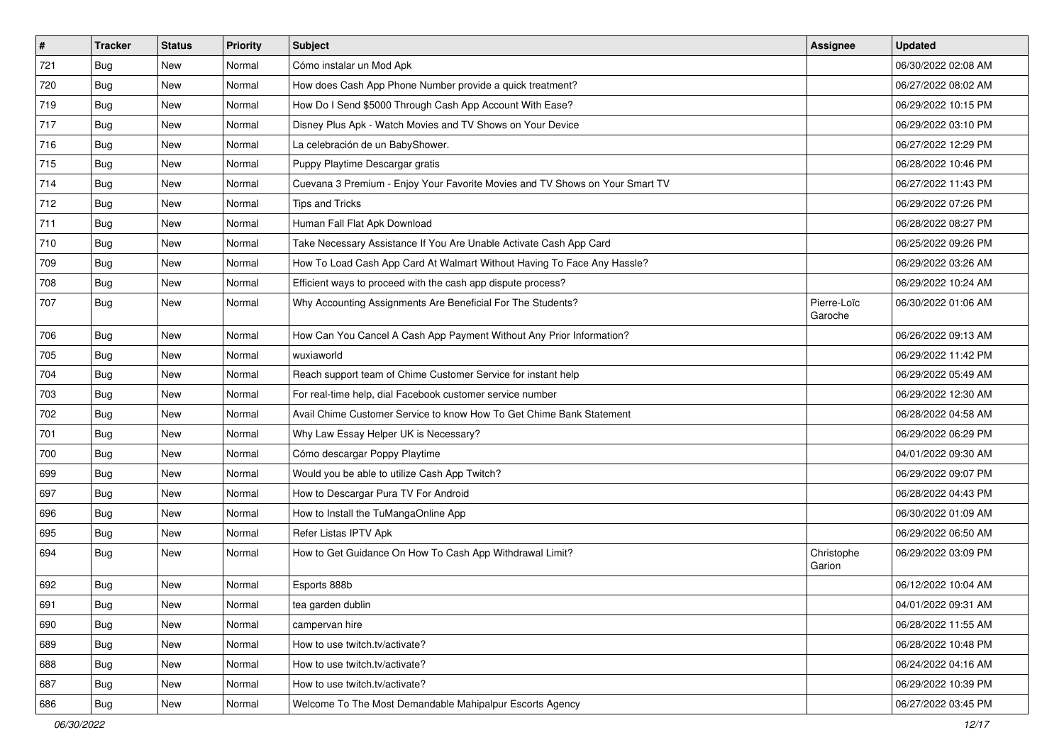| # | Tracker | Status | Priority | Subject | Assignee | Updated |
|---|---|---|---|---|---|---|
| 721 | Bug | New | Normal | Cómo instalar un Mod Apk | | 06/30/2022 02:08 AM |
| 720 | Bug | New | Normal | How does Cash App Phone Number provide a quick treatment? | | 06/27/2022 08:02 AM |
| 719 | Bug | New | Normal | How Do I Send $5000 Through Cash App Account With Ease? | | 06/29/2022 10:15 PM |
| 717 | Bug | New | Normal | Disney Plus Apk - Watch Movies and TV Shows on Your Device | | 06/29/2022 03:10 PM |
| 716 | Bug | New | Normal | La celebración de un BabyShower. | | 06/27/2022 12:29 PM |
| 715 | Bug | New | Normal | Puppy Playtime Descargar gratis | | 06/28/2022 10:46 PM |
| 714 | Bug | New | Normal | Cuevana 3 Premium - Enjoy Your Favorite Movies and TV Shows on Your Smart TV | | 06/27/2022 11:43 PM |
| 712 | Bug | New | Normal | Tips and Tricks | | 06/29/2022 07:26 PM |
| 711 | Bug | New | Normal | Human Fall Flat Apk Download | | 06/28/2022 08:27 PM |
| 710 | Bug | New | Normal | Take Necessary Assistance If You Are Unable Activate Cash App Card | | 06/25/2022 09:26 PM |
| 709 | Bug | New | Normal | How To Load Cash App Card At Walmart Without Having To Face Any Hassle? | | 06/29/2022 03:26 AM |
| 708 | Bug | New | Normal | Efficient ways to proceed with the cash app dispute process? | | 06/29/2022 10:24 AM |
| 707 | Bug | New | Normal | Why Accounting Assignments Are Beneficial For The Students? | Pierre-Loïc Garoche | 06/30/2022 01:06 AM |
| 706 | Bug | New | Normal | How Can You Cancel A Cash App Payment Without Any Prior Information? | | 06/26/2022 09:13 AM |
| 705 | Bug | New | Normal | wuxiaworld | | 06/29/2022 11:42 PM |
| 704 | Bug | New | Normal | Reach support team of Chime Customer Service for instant help | | 06/29/2022 05:49 AM |
| 703 | Bug | New | Normal | For real-time help, dial Facebook customer service number | | 06/29/2022 12:30 AM |
| 702 | Bug | New | Normal | Avail Chime Customer Service to know How To Get Chime Bank Statement | | 06/28/2022 04:58 AM |
| 701 | Bug | New | Normal | Why Law Essay Helper UK is Necessary? | | 06/29/2022 06:29 PM |
| 700 | Bug | New | Normal | Cómo descargar Poppy Playtime | | 04/01/2022 09:30 AM |
| 699 | Bug | New | Normal | Would you be able to utilize Cash App Twitch? | | 06/29/2022 09:07 PM |
| 697 | Bug | New | Normal | How to Descargar Pura TV For Android | | 06/28/2022 04:43 PM |
| 696 | Bug | New | Normal | How to Install the TuMangaOnline App | | 06/30/2022 01:09 AM |
| 695 | Bug | New | Normal | Refer Listas IPTV Apk | | 06/29/2022 06:50 AM |
| 694 | Bug | New | Normal | How to Get Guidance On How To Cash App Withdrawal Limit? | Christophe Garion | 06/29/2022 03:09 PM |
| 692 | Bug | New | Normal | Esports 888b | | 06/12/2022 10:04 AM |
| 691 | Bug | New | Normal | tea garden dublin | | 04/01/2022 09:31 AM |
| 690 | Bug | New | Normal | campervan hire | | 06/28/2022 11:55 AM |
| 689 | Bug | New | Normal | How to use twitch.tv/activate? | | 06/28/2022 10:48 PM |
| 688 | Bug | New | Normal | How to use twitch.tv/activate? | | 06/24/2022 04:16 AM |
| 687 | Bug | New | Normal | How to use twitch.tv/activate? | | 06/29/2022 10:39 PM |
| 686 | Bug | New | Normal | Welcome To The Most Demandable Mahipalpur Escorts Agency | | 06/27/2022 03:45 PM |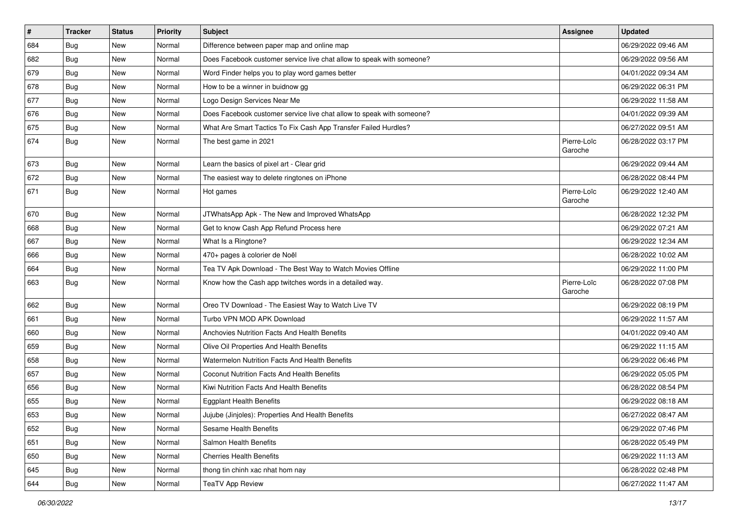| # | Tracker | Status | Priority | Subject | Assignee | Updated |
|---|---|---|---|---|---|---|
| 684 | Bug | New | Normal | Difference between paper map and online map | | 06/29/2022 09:46 AM |
| 682 | Bug | New | Normal | Does Facebook customer service live chat allow to speak with someone? | | 06/29/2022 09:56 AM |
| 679 | Bug | New | Normal | Word Finder helps you to play word games better | | 04/01/2022 09:34 AM |
| 678 | Bug | New | Normal | How to be a winner in buidnow gg | | 06/29/2022 06:31 PM |
| 677 | Bug | New | Normal | Logo Design Services Near Me | | 06/29/2022 11:58 AM |
| 676 | Bug | New | Normal | Does Facebook customer service live chat allow to speak with someone? | | 04/01/2022 09:39 AM |
| 675 | Bug | New | Normal | What Are Smart Tactics To Fix Cash App Transfer Failed Hurdles? | | 06/27/2022 09:51 AM |
| 674 | Bug | New | Normal | The best game in 2021 | Pierre-Loïc Garoche | 06/28/2022 03:17 PM |
| 673 | Bug | New | Normal | Learn the basics of pixel art - Clear grid | | 06/29/2022 09:44 AM |
| 672 | Bug | New | Normal | The easiest way to delete ringtones on iPhone | | 06/28/2022 08:44 PM |
| 671 | Bug | New | Normal | Hot games | Pierre-Loïc Garoche | 06/29/2022 12:40 AM |
| 670 | Bug | New | Normal | JTWhatsApp Apk - The New and Improved WhatsApp | | 06/28/2022 12:32 PM |
| 668 | Bug | New | Normal | Get to know Cash App Refund Process here | | 06/29/2022 07:21 AM |
| 667 | Bug | New | Normal | What Is a Ringtone? | | 06/29/2022 12:34 AM |
| 666 | Bug | New | Normal | 470+ pages à colorier de Noël | | 06/28/2022 10:02 AM |
| 664 | Bug | New | Normal | Tea TV Apk Download - The Best Way to Watch Movies Offline | | 06/29/2022 11:00 PM |
| 663 | Bug | New | Normal | Know how the Cash app twitches words in a detailed way. | Pierre-Loïc Garoche | 06/28/2022 07:08 PM |
| 662 | Bug | New | Normal | Oreo TV Download - The Easiest Way to Watch Live TV | | 06/29/2022 08:19 PM |
| 661 | Bug | New | Normal | Turbo VPN MOD APK Download | | 06/29/2022 11:57 AM |
| 660 | Bug | New | Normal | Anchovies Nutrition Facts And Health Benefits | | 04/01/2022 09:40 AM |
| 659 | Bug | New | Normal | Olive Oil Properties And Health Benefits | | 06/29/2022 11:15 AM |
| 658 | Bug | New | Normal | Watermelon Nutrition Facts And Health Benefits | | 06/29/2022 06:46 PM |
| 657 | Bug | New | Normal | Coconut Nutrition Facts And Health Benefits | | 06/29/2022 05:05 PM |
| 656 | Bug | New | Normal | Kiwi Nutrition Facts And Health Benefits | | 06/28/2022 08:54 PM |
| 655 | Bug | New | Normal | Eggplant Health Benefits | | 06/29/2022 08:18 AM |
| 653 | Bug | New | Normal | Jujube (Jinjoles): Properties And Health Benefits | | 06/27/2022 08:47 AM |
| 652 | Bug | New | Normal | Sesame Health Benefits | | 06/29/2022 07:46 PM |
| 651 | Bug | New | Normal | Salmon Health Benefits | | 06/28/2022 05:49 PM |
| 650 | Bug | New | Normal | Cherries Health Benefits | | 06/29/2022 11:13 AM |
| 645 | Bug | New | Normal | thong tin chinh xac nhat hom nay | | 06/28/2022 02:48 PM |
| 644 | Bug | New | Normal | TeaTV App Review | | 06/27/2022 11:47 AM |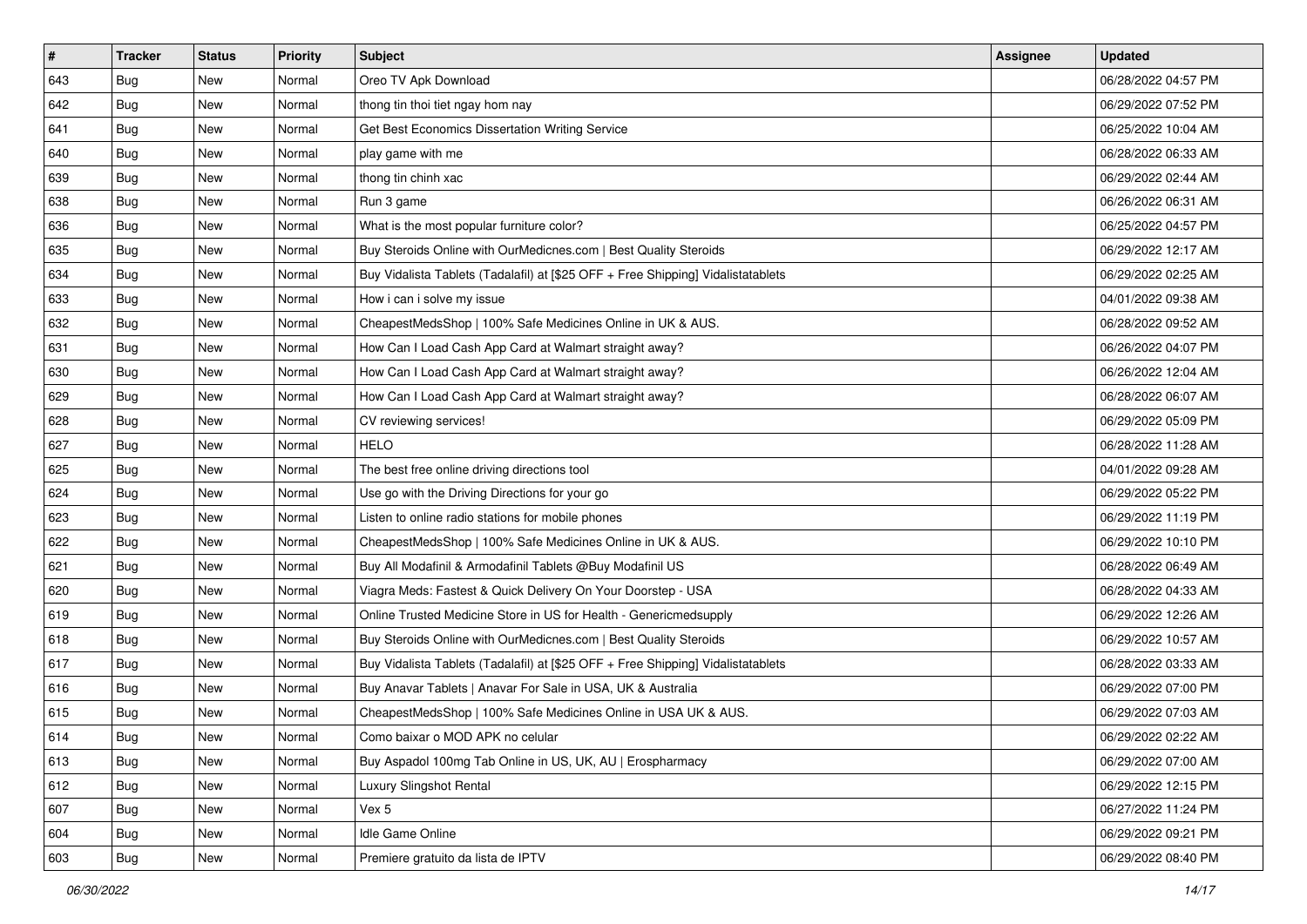| # | Tracker | Status | Priority | Subject | Assignee | Updated |
|---|---|---|---|---|---|---|
| 643 | Bug | New | Normal | Oreo TV Apk Download | | 06/28/2022 04:57 PM |
| 642 | Bug | New | Normal | thong tin thoi tiet ngay hom nay | | 06/29/2022 07:52 PM |
| 641 | Bug | New | Normal | Get Best Economics Dissertation Writing Service | | 06/25/2022 10:04 AM |
| 640 | Bug | New | Normal | play game with me | | 06/28/2022 06:33 AM |
| 639 | Bug | New | Normal | thong tin chinh xac | | 06/29/2022 02:44 AM |
| 638 | Bug | New | Normal | Run 3 game | | 06/26/2022 06:31 AM |
| 636 | Bug | New | Normal | What is the most popular furniture color? | | 06/25/2022 04:57 PM |
| 635 | Bug | New | Normal | Buy Steroids Online with OurMedicnes.com \| Best Quality Steroids | | 06/29/2022 12:17 AM |
| 634 | Bug | New | Normal | Buy Vidalista Tablets (Tadalafil) at [$25 OFF + Free Shipping] Vidalistatablets | | 06/29/2022 02:25 AM |
| 633 | Bug | New | Normal | How i can i solve my issue | | 04/01/2022 09:38 AM |
| 632 | Bug | New | Normal | CheapestMedsShop \| 100% Safe Medicines Online in UK & AUS. | | 06/28/2022 09:52 AM |
| 631 | Bug | New | Normal | How Can I Load Cash App Card at Walmart straight away? | | 06/26/2022 04:07 PM |
| 630 | Bug | New | Normal | How Can I Load Cash App Card at Walmart straight away? | | 06/26/2022 12:04 AM |
| 629 | Bug | New | Normal | How Can I Load Cash App Card at Walmart straight away? | | 06/28/2022 06:07 AM |
| 628 | Bug | New | Normal | CV reviewing services! | | 06/29/2022 05:09 PM |
| 627 | Bug | New | Normal | HELO | | 06/28/2022 11:28 AM |
| 625 | Bug | New | Normal | The best free online driving directions tool | | 04/01/2022 09:28 AM |
| 624 | Bug | New | Normal | Use go with the Driving Directions for your go | | 06/29/2022 05:22 PM |
| 623 | Bug | New | Normal | Listen to online radio stations for mobile phones | | 06/29/2022 11:19 PM |
| 622 | Bug | New | Normal | CheapestMedsShop \| 100% Safe Medicines Online in UK & AUS. | | 06/29/2022 10:10 PM |
| 621 | Bug | New | Normal | Buy All Modafinil & Armodafinil Tablets @Buy Modafinil US | | 06/28/2022 06:49 AM |
| 620 | Bug | New | Normal | Viagra Meds: Fastest & Quick Delivery On Your Doorstep - USA | | 06/28/2022 04:33 AM |
| 619 | Bug | New | Normal | Online Trusted Medicine Store in US for Health - Genericmedsupply | | 06/29/2022 12:26 AM |
| 618 | Bug | New | Normal | Buy Steroids Online with OurMedicnes.com \| Best Quality Steroids | | 06/29/2022 10:57 AM |
| 617 | Bug | New | Normal | Buy Vidalista Tablets (Tadalafil) at [$25 OFF + Free Shipping] Vidalistatablets | | 06/28/2022 03:33 AM |
| 616 | Bug | New | Normal | Buy Anavar Tablets \| Anavar For Sale in USA, UK & Australia | | 06/29/2022 07:00 PM |
| 615 | Bug | New | Normal | CheapestMedsShop \| 100% Safe Medicines Online in USA UK & AUS. | | 06/29/2022 07:03 AM |
| 614 | Bug | New | Normal | Como baixar o MOD APK no celular | | 06/29/2022 02:22 AM |
| 613 | Bug | New | Normal | Buy Aspadol 100mg Tab Online in US, UK, AU \| Erospharmacy | | 06/29/2022 07:00 AM |
| 612 | Bug | New | Normal | Luxury Slingshot Rental | | 06/29/2022 12:15 PM |
| 607 | Bug | New | Normal | Vex 5 | | 06/27/2022 11:24 PM |
| 604 | Bug | New | Normal | Idle Game Online | | 06/29/2022 09:21 PM |
| 603 | Bug | New | Normal | Premiere gratuito da lista de IPTV | | 06/29/2022 08:40 PM |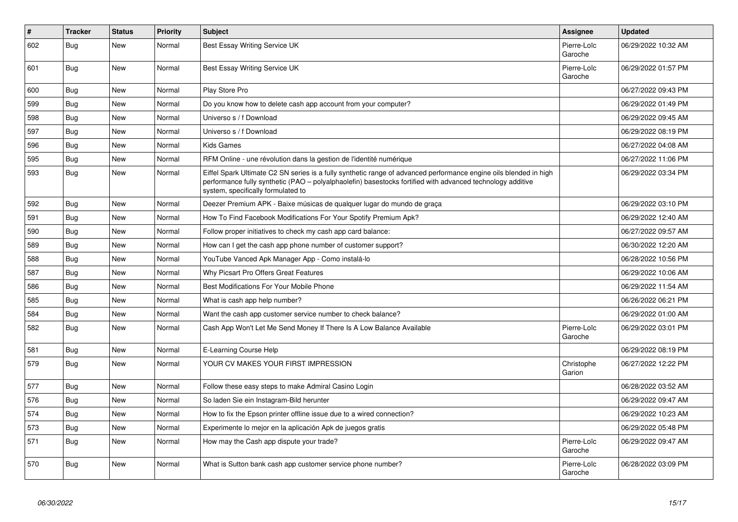| # | Tracker | Status | Priority | Subject | Assignee | Updated |
|---|---|---|---|---|---|---|
| 602 | Bug | New | Normal | Best Essay Writing Service UK | Pierre-Loïc Garoche | 06/29/2022 10:32 AM |
| 601 | Bug | New | Normal | Best Essay Writing Service UK | Pierre-Loïc Garoche | 06/29/2022 01:57 PM |
| 600 | Bug | New | Normal | Play Store Pro | | 06/27/2022 09:43 PM |
| 599 | Bug | New | Normal | Do you know how to delete cash app account from your computer? | | 06/29/2022 01:49 PM |
| 598 | Bug | New | Normal | Universo s / f Download | | 06/29/2022 09:45 AM |
| 597 | Bug | New | Normal | Universo s / f Download | | 06/29/2022 08:19 PM |
| 596 | Bug | New | Normal | Kids Games | | 06/27/2022 04:08 AM |
| 595 | Bug | New | Normal | RFM Online - une révolution dans la gestion de l'identité numérique | | 06/27/2022 11:06 PM |
| 593 | Bug | New | Normal | Eiffel Spark Ultimate C2 SN series is a fully synthetic range of advanced performance engine oils blended in high performance fully synthetic (PAO – polyalphaolefin) basestocks fortified with advanced technology additive system, specifically formulated to | | 06/29/2022 03:34 PM |
| 592 | Bug | New | Normal | Deezer Premium APK - Baixe músicas de qualquer lugar do mundo de graça | | 06/29/2022 03:10 PM |
| 591 | Bug | New | Normal | How To Find Facebook Modifications For Your Spotify Premium Apk? | | 06/29/2022 12:40 AM |
| 590 | Bug | New | Normal | Follow proper initiatives to check my cash app card balance: | | 06/27/2022 09:57 AM |
| 589 | Bug | New | Normal | How can I get the cash app phone number of customer support? | | 06/30/2022 12:20 AM |
| 588 | Bug | New | Normal | YouTube Vanced Apk Manager App - Como instalá-lo | | 06/28/2022 10:56 PM |
| 587 | Bug | New | Normal | Why Picsart Pro Offers Great Features | | 06/29/2022 10:06 AM |
| 586 | Bug | New | Normal | Best Modifications For Your Mobile Phone | | 06/29/2022 11:54 AM |
| 585 | Bug | New | Normal | What is cash app help number? | | 06/26/2022 06:21 PM |
| 584 | Bug | New | Normal | Want the cash app customer service number to check balance? | | 06/29/2022 01:00 AM |
| 582 | Bug | New | Normal | Cash App Won't Let Me Send Money If There Is A Low Balance Available | Pierre-Loïc Garoche | 06/29/2022 03:01 PM |
| 581 | Bug | New | Normal | E-Learning Course Help | | 06/29/2022 08:19 PM |
| 579 | Bug | New | Normal | YOUR CV MAKES YOUR FIRST IMPRESSION | Christophe Garion | 06/27/2022 12:22 PM |
| 577 | Bug | New | Normal | Follow these easy steps to make Admiral Casino Login | | 06/28/2022 03:52 AM |
| 576 | Bug | New | Normal | So laden Sie ein Instagram-Bild herunter | | 06/29/2022 09:47 AM |
| 574 | Bug | New | Normal | How to fix the Epson printer offline issue due to a wired connection? | | 06/29/2022 10:23 AM |
| 573 | Bug | New | Normal | Experimente lo mejor en la aplicación Apk de juegos gratis | | 06/29/2022 05:48 PM |
| 571 | Bug | New | Normal | How may the Cash app dispute your trade? | Pierre-Loïc Garoche | 06/29/2022 09:47 AM |
| 570 | Bug | New | Normal | What is Sutton bank cash app customer service phone number? | Pierre-Loïc Garoche | 06/28/2022 03:09 PM |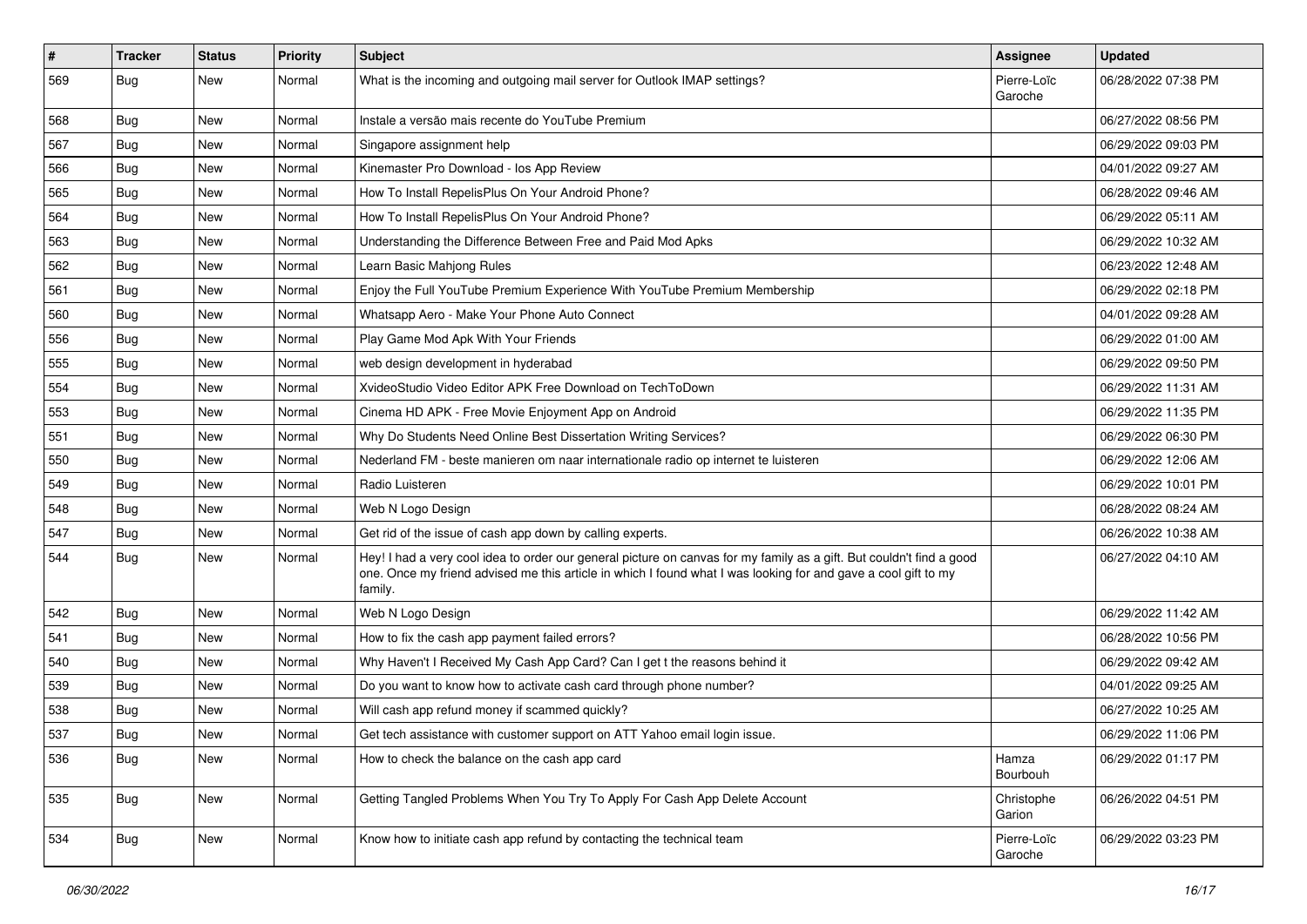| # | Tracker | Status | Priority | Subject | Assignee | Updated |
|---|---|---|---|---|---|---|
| 569 | Bug | New | Normal | What is the incoming and outgoing mail server for Outlook IMAP settings? | Pierre-Loïc Garoche | 06/28/2022 07:38 PM |
| 568 | Bug | New | Normal | Instale a versão mais recente do YouTube Premium | | 06/27/2022 08:56 PM |
| 567 | Bug | New | Normal | Singapore assignment help | | 06/29/2022 09:03 PM |
| 566 | Bug | New | Normal | Kinemaster Pro Download - Ios App Review | | 04/01/2022 09:27 AM |
| 565 | Bug | New | Normal | How To Install RepelisPlus On Your Android Phone? | | 06/28/2022 09:46 AM |
| 564 | Bug | New | Normal | How To Install RepelisPlus On Your Android Phone? | | 06/29/2022 05:11 AM |
| 563 | Bug | New | Normal | Understanding the Difference Between Free and Paid Mod Apks | | 06/29/2022 10:32 AM |
| 562 | Bug | New | Normal | Learn Basic Mahjong Rules | | 06/23/2022 12:48 AM |
| 561 | Bug | New | Normal | Enjoy the Full YouTube Premium Experience With YouTube Premium Membership | | 06/29/2022 02:18 PM |
| 560 | Bug | New | Normal | Whatsapp Aero - Make Your Phone Auto Connect | | 04/01/2022 09:28 AM |
| 556 | Bug | New | Normal | Play Game Mod Apk With Your Friends | | 06/29/2022 01:00 AM |
| 555 | Bug | New | Normal | web design development in hyderabad | | 06/29/2022 09:50 PM |
| 554 | Bug | New | Normal | XvideoStudio Video Editor APK Free Download on TechToDown | | 06/29/2022 11:31 AM |
| 553 | Bug | New | Normal | Cinema HD APK - Free Movie Enjoyment App on Android | | 06/29/2022 11:35 PM |
| 551 | Bug | New | Normal | Why Do Students Need Online Best Dissertation Writing Services? | | 06/29/2022 06:30 PM |
| 550 | Bug | New | Normal | Nederland FM - beste manieren om naar internationale radio op internet te luisteren | | 06/29/2022 12:06 AM |
| 549 | Bug | New | Normal | Radio Luisteren | | 06/29/2022 10:01 PM |
| 548 | Bug | New | Normal | Web N Logo Design | | 06/28/2022 08:24 AM |
| 547 | Bug | New | Normal | Get rid of the issue of cash app down by calling experts. | | 06/26/2022 10:38 AM |
| 544 | Bug | New | Normal | Hey! I had a very cool idea to order our general picture on canvas for my family as a gift. But couldn't find a good one. Once my friend advised me this article in which I found what I was looking for and gave a cool gift to my family. | | 06/27/2022 04:10 AM |
| 542 | Bug | New | Normal | Web N Logo Design | | 06/29/2022 11:42 AM |
| 541 | Bug | New | Normal | How to fix the cash app payment failed errors? | | 06/28/2022 10:56 PM |
| 540 | Bug | New | Normal | Why Haven't I Received My Cash App Card? Can I get t the reasons behind it | | 06/29/2022 09:42 AM |
| 539 | Bug | New | Normal | Do you want to know how to activate cash card through phone number? | | 04/01/2022 09:25 AM |
| 538 | Bug | New | Normal | Will cash app refund money if scammed quickly? | | 06/27/2022 10:25 AM |
| 537 | Bug | New | Normal | Get tech assistance with customer support on ATT Yahoo email login issue. | | 06/29/2022 11:06 PM |
| 536 | Bug | New | Normal | How to check the balance on the cash app card | Hamza Bourbouh | 06/29/2022 01:17 PM |
| 535 | Bug | New | Normal | Getting Tangled Problems When You Try To Apply For Cash App Delete Account | Christophe Garion | 06/26/2022 04:51 PM |
| 534 | Bug | New | Normal | Know how to initiate cash app refund by contacting the technical team | Pierre-Loïc Garoche | 06/29/2022 03:23 PM |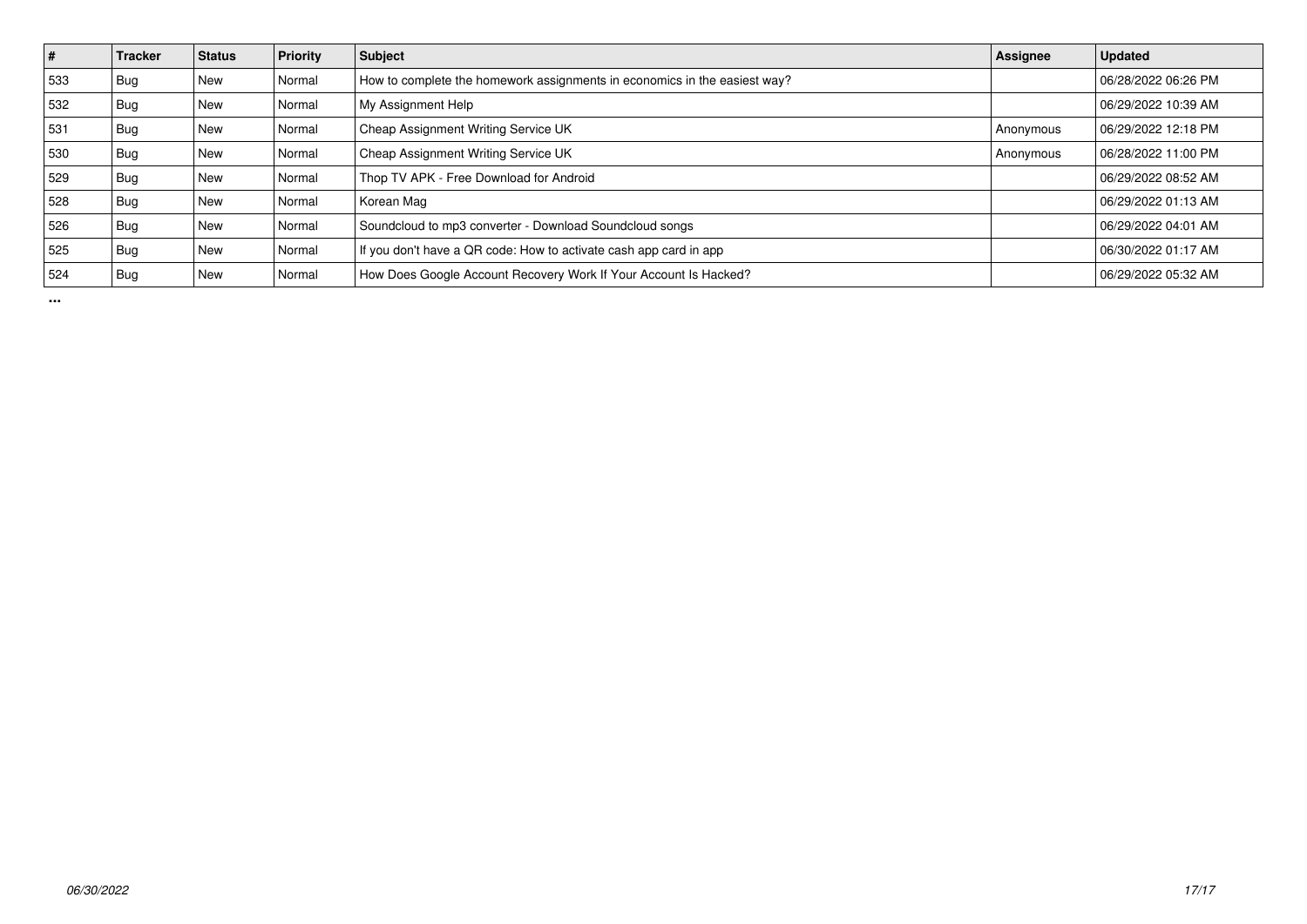| # | Tracker | Status | Priority | Subject | Assignee | Updated |
|---|---|---|---|---|---|---|
| 533 | Bug | New | Normal | How to complete the homework assignments in economics in the easiest way? | | 06/28/2022 06:26 PM |
| 532 | Bug | New | Normal | My Assignment Help | | 06/29/2022 10:39 AM |
| 531 | Bug | New | Normal | Cheap Assignment Writing Service UK | Anonymous | 06/29/2022 12:18 PM |
| 530 | Bug | New | Normal | Cheap Assignment Writing Service UK | Anonymous | 06/28/2022 11:00 PM |
| 529 | Bug | New | Normal | Thop TV APK - Free Download for Android | | 06/29/2022 08:52 AM |
| 528 | Bug | New | Normal | Korean Mag | | 06/29/2022 01:13 AM |
| 526 | Bug | New | Normal | Soundcloud to mp3 converter - Download Soundcloud songs | | 06/29/2022 04:01 AM |
| 525 | Bug | New | Normal | If you don't have a QR code: How to activate cash app card in app | | 06/30/2022 01:17 AM |
| 524 | Bug | New | Normal | How Does Google Account Recovery Work If Your Account Is Hacked? | | 06/29/2022 05:32 AM |

...